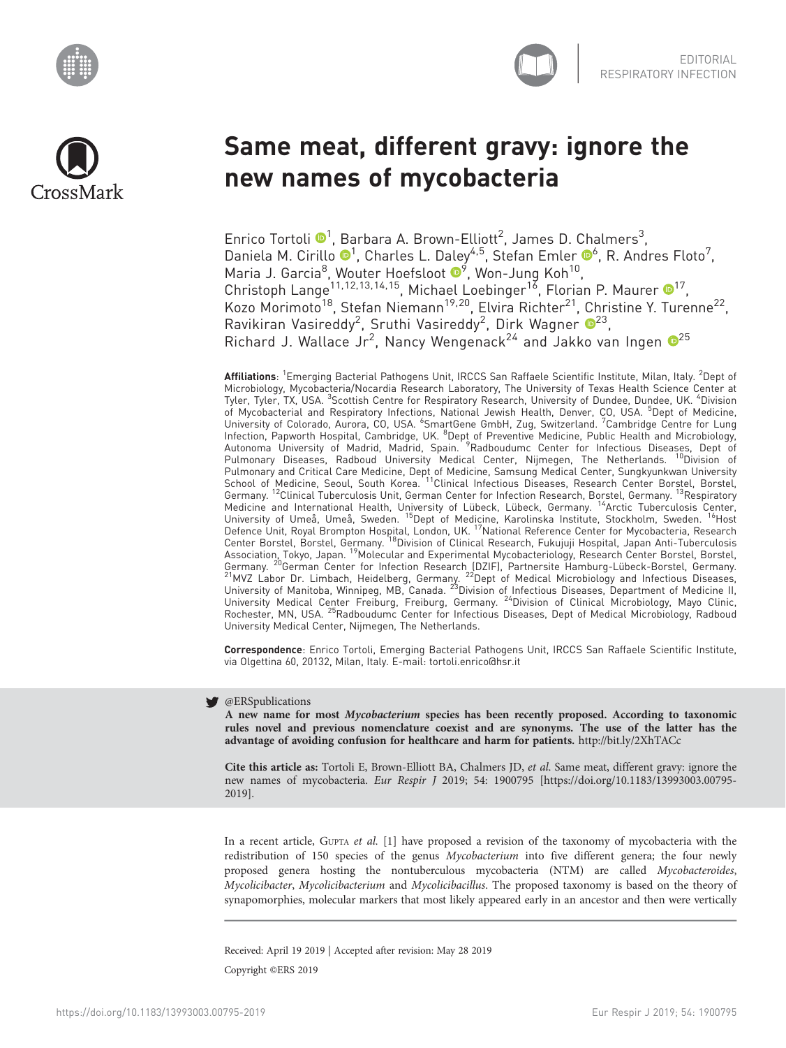EDITORIAL
RESPIRATORY INFECTION

# Same meat, different gravy: ignore the new names of mycobacteria

Enrico Tortoli[1], Barbara A. Brown-Elliott[2], James D. Chalmers[3], Daniela M. Cirillo[1], Charles L. Daley[4,5], Stefan Emler[6], R. Andres Floto[7], Maria J. Garcia[8], Wouter Hoefsloot[9], Won-Jung Koh[10], Christoph Lange[11,12,13,14,15], Michael Loebinger[16], Florian P. Maurer[17], Kozo Morimoto[18], Stefan Niemann[19,20], Elvira Richter[21], Christine Y. Turenne[22], Ravikiran Vasireddy[2], Sruthi Vasireddy[2], Dirk Wagner[23], Richard J. Wallace Jr[2], Nancy Wengenack[24] and Jakko van Ingen[25]

**Affiliations**: [1]Emerging Bacterial Pathogens Unit, IRCCS San Raffaele Scientific Institute, Milan, Italy. [2]Dept of Microbiology, Mycobacteria/Nocardia Research Laboratory, The University of Texas Health Science Center at Tyler, Tyler, TX, USA. [3]Scottish Centre for Respiratory Research, University of Dundee, Dundee, UK. [4]Division of Mycobacterial and Respiratory Infections, National Jewish Health, Denver, CO, USA. [5]Dept of Medicine, University of Colorado, Aurora, CO, USA. [6]SmartGene GmbH, Zug, Switzerland. [7]Cambridge Centre for Lung Infection, Papworth Hospital, Cambridge, UK. [8]Dept of Preventive Medicine, Public Health and Microbiology, Autonoma University of Madrid, Madrid, Spain. [9]Radboudumc Center for Infectious Diseases, Dept of Pulmonary Diseases, Radboud University Medical Center, Nijmegen, The Netherlands. [10]Division of Pulmonary and Critical Care Medicine, Dept of Medicine, Samsung Medical Center, Sungkyunkwan University School of Medicine, Seoul, South Korea. [11]Clinical Infectious Diseases, Research Center Borstel, Borstel, Germany. [12]Clinical Tuberculosis Unit, German Center for Infection Research, Borstel, Germany. [13]Respiratory Medicine and International Health, University of Lübeck, Lübeck, Germany. [14]Arctic Tuberculosis Center, University of Umeå, Umeå, Sweden. [15]Dept of Medicine, Karolinska Institute, Stockholm, Sweden. [16]Host Defence Unit, Royal Brompton Hospital, London, UK. [17]National Reference Center for Mycobacteria, Research Center Borstel, Borstel, Germany. [18]Division of Clinical Research, Fukujuji Hospital, Japan Anti-Tuberculosis Association, Tokyo, Japan. [19]Molecular and Experimental Mycobacteriology, Research Center Borstel, Borstel, Germany. [20]German Center for Infection Research (DZIF), Partnersite Hamburg-Lübeck-Borstel, Germany. [21]MVZ Labor Dr. Limbach, Heidelberg, Germany. [22]Dept of Medical Microbiology and Infectious Diseases, University of Manitoba, Winnipeg, MB, Canada. [23]Division of Infectious Diseases, Department of Medicine II, University Medical Center Freiburg, Freiburg, Germany. [24]Division of Clinical Microbiology, Mayo Clinic, Rochester, MN, USA. [25]Radboudumc Center for Infectious Diseases, Dept of Medical Microbiology, Radboud University Medical Center, Nijmegen, The Netherlands.

**Correspondence**: Enrico Tortoli, Emerging Bacterial Pathogens Unit, IRCCS San Raffaele Scientific Institute, via Olgettina 60, 20132, Milan, Italy. E-mail: tortoli.enrico@hsr.it

@ERSpublications
**A new name for most *Mycobacterium* species has been recently proposed. According to taxonomic rules novel and previous nomenclature coexist and are synonyms. The use of the latter has the advantage of avoiding confusion for healthcare and harm for patients.** http://bit.ly/2XhTACc

**Cite this article as:** Tortoli E, Brown-Elliott BA, Chalmers JD, *et al.* Same meat, different gravy: ignore the new names of mycobacteria. *Eur Respir J* 2019; 54: 1900795 [https://doi.org/10.1183/13993003.00795-2019].

In a recent article, Gupta *et al.* [1] have proposed a revision of the taxonomy of mycobacteria with the redistribution of 150 species of the genus *Mycobacterium* into five different genera; the four newly proposed genera hosting the nontuberculous mycobacteria (NTM) are called *Mycobacteroides*, *Mycolicibacter*, *Mycolicibacterium* and *Mycolicibacillus*. The proposed taxonomy is based on the theory of synapomorphies, molecular markers that most likely appeared early in an ancestor and then were vertically

Received: April 19 2019 | Accepted after revision: May 28 2019

Copyright ©ERS 2019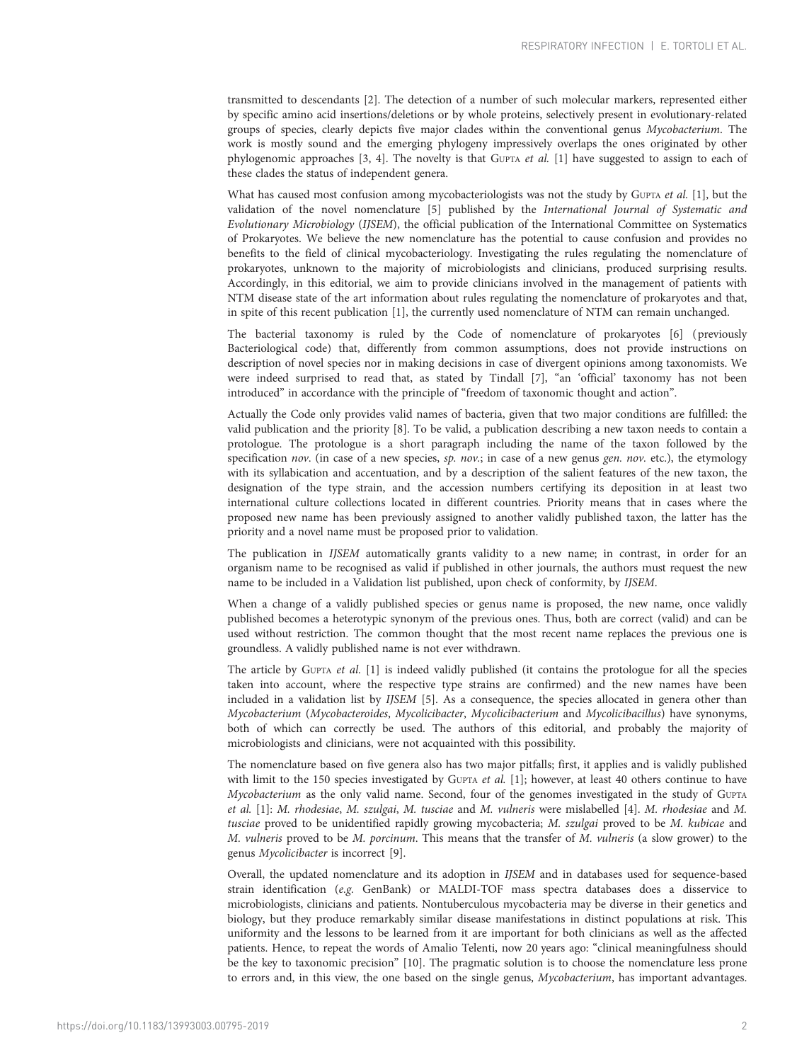transmitted to descendants [2]. The detection of a number of such molecular markers, represented either by specific amino acid insertions/deletions or by whole proteins, selectively present in evolutionary-related groups of species, clearly depicts five major clades within the conventional genus *Mycobacterium*. The work is mostly sound and the emerging phylogeny impressively overlaps the ones originated by other phylogenomic approaches [3, 4]. The novelty is that Gupta *et al.* [1] have suggested to assign to each of these clades the status of independent genera.

What has caused most confusion among mycobacteriologists was not the study by Gupta *et al.* [1], but the validation of the novel nomenclature [5] published by the *International Journal of Systematic and Evolutionary Microbiology* (*IJSEM*), the official publication of the International Committee on Systematics of Prokaryotes. We believe the new nomenclature has the potential to cause confusion and provides no benefits to the field of clinical mycobacteriology. Investigating the rules regulating the nomenclature of prokaryotes, unknown to the majority of microbiologists and clinicians, produced surprising results. Accordingly, in this editorial, we aim to provide clinicians involved in the management of patients with NTM disease state of the art information about rules regulating the nomenclature of prokaryotes and that, in spite of this recent publication [1], the currently used nomenclature of NTM can remain unchanged.

The bacterial taxonomy is ruled by the Code of nomenclature of prokaryotes [6] (previously Bacteriological code) that, differently from common assumptions, does not provide instructions on description of novel species nor in making decisions in case of divergent opinions among taxonomists. We were indeed surprised to read that, as stated by Tindall [7], "an 'official' taxonomy has not been introduced" in accordance with the principle of "freedom of taxonomic thought and action".

Actually the Code only provides valid names of bacteria, given that two major conditions are fulfilled: the valid publication and the priority [8]. To be valid, a publication describing a new taxon needs to contain a protologue. The protologue is a short paragraph including the name of the taxon followed by the specification *nov*. (in case of a new species, *sp. nov.*; in case of a new genus *gen. nov.* etc.), the etymology with its syllabication and accentuation, and by a description of the salient features of the new taxon, the designation of the type strain, and the accession numbers certifying its deposition in at least two international culture collections located in different countries. Priority means that in cases where the proposed new name has been previously assigned to another validly published taxon, the latter has the priority and a novel name must be proposed prior to validation.

The publication in *IJSEM* automatically grants validity to a new name; in contrast, in order for an organism name to be recognised as valid if published in other journals, the authors must request the new name to be included in a Validation list published, upon check of conformity, by *IJSEM*.

When a change of a validly published species or genus name is proposed, the new name, once validly published becomes a heterotypic synonym of the previous ones. Thus, both are correct (valid) and can be used without restriction. The common thought that the most recent name replaces the previous one is groundless. A validly published name is not ever withdrawn.

The article by Gupta *et al.* [1] is indeed validly published (it contains the protologue for all the species taken into account, where the respective type strains are confirmed) and the new names have been included in a validation list by *IJSEM* [5]. As a consequence, the species allocated in genera other than *Mycobacterium* (*Mycobacteroides*, *Mycolicibacter*, *Mycolicibacterium* and *Mycolicibacillus*) have synonyms, both of which can correctly be used. The authors of this editorial, and probably the majority of microbiologists and clinicians, were not acquainted with this possibility.

The nomenclature based on five genera also has two major pitfalls; first, it applies and is validly published with limit to the 150 species investigated by Gupta *et al.* [1]; however, at least 40 others continue to have *Mycobacterium* as the only valid name. Second, four of the genomes investigated in the study of Gupta *et al.* [1]: *M. rhodesiae*, *M. szulgai*, *M. tusciae* and *M. vulneris* were mislabelled [4]. *M. rhodesiae* and *M. tusciae* proved to be unidentified rapidly growing mycobacteria; *M. szulgai* proved to be *M. kubicae* and *M. vulneris* proved to be *M. porcinum*. This means that the transfer of *M. vulneris* (a slow grower) to the genus *Mycolicibacter* is incorrect [9].

Overall, the updated nomenclature and its adoption in *IJSEM* and in databases used for sequence-based strain identification (*e.g.* GenBank) or MALDI-TOF mass spectra databases does a disservice to microbiologists, clinicians and patients. Nontuberculous mycobacteria may be diverse in their genetics and biology, but they produce remarkably similar disease manifestations in distinct populations at risk. This uniformity and the lessons to be learned from it are important for both clinicians as well as the affected patients. Hence, to repeat the words of Amalio Telenti, now 20 years ago: "clinical meaningfulness should be the key to taxonomic precision" [10]. The pragmatic solution is to choose the nomenclature less prone to errors and, in this view, the one based on the single genus, *Mycobacterium*, has important advantages.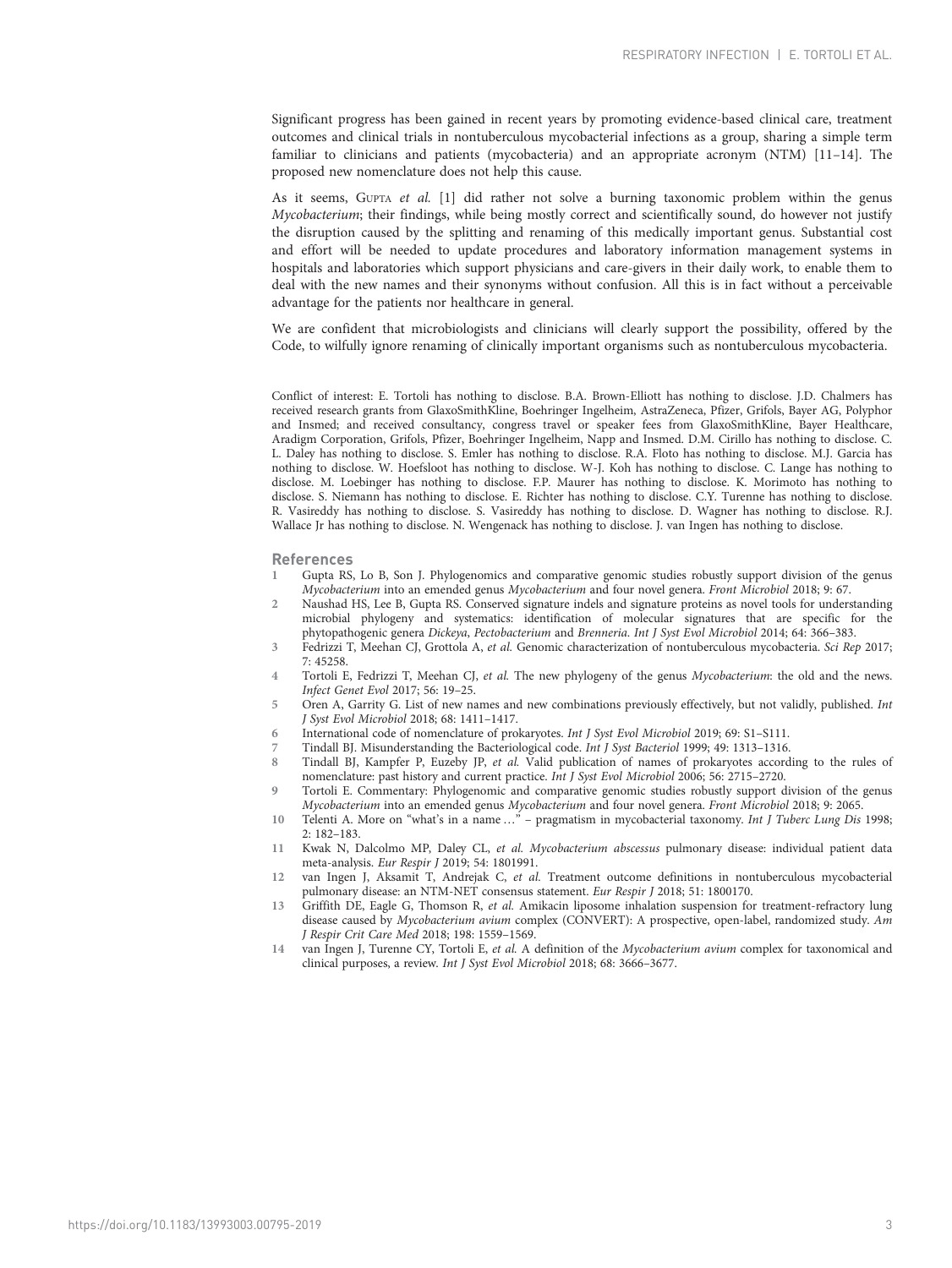Significant progress has been gained in recent years by promoting evidence-based clinical care, treatment outcomes and clinical trials in nontuberculous mycobacterial infections as a group, sharing a simple term familiar to clinicians and patients (mycobacteria) and an appropriate acronym (NTM) [11–14]. The proposed new nomenclature does not help this cause.

As it seems, Gupta *et al.* [1] did rather not solve a burning taxonomic problem within the genus *Mycobacterium*; their findings, while being mostly correct and scientifically sound, do however not justify the disruption caused by the splitting and renaming of this medically important genus. Substantial cost and effort will be needed to update procedures and laboratory information management systems in hospitals and laboratories which support physicians and care-givers in their daily work, to enable them to deal with the new names and their synonyms without confusion. All this is in fact without a perceivable advantage for the patients nor healthcare in general.

We are confident that microbiologists and clinicians will clearly support the possibility, offered by the Code, to wilfully ignore renaming of clinically important organisms such as nontuberculous mycobacteria.

Conflict of interest: E. Tortoli has nothing to disclose. B.A. Brown-Elliott has nothing to disclose. J.D. Chalmers has received research grants from GlaxoSmithKline, Boehringer Ingelheim, AstraZeneca, Pfizer, Grifols, Bayer AG, Polyphor and Insmed; and received consultancy, congress travel or speaker fees from GlaxoSmithKline, Bayer Healthcare, Aradigm Corporation, Grifols, Pfizer, Boehringer Ingelheim, Napp and Insmed. D.M. Cirillo has nothing to disclose. C. L. Daley has nothing to disclose. S. Emler has nothing to disclose. R.A. Floto has nothing to disclose. M.J. Garcia has nothing to disclose. W. Hoefsloot has nothing to disclose. W-J. Koh has nothing to disclose. C. Lange has nothing to disclose. M. Loebinger has nothing to disclose. F.P. Maurer has nothing to disclose. K. Morimoto has nothing to disclose. S. Niemann has nothing to disclose. E. Richter has nothing to disclose. C.Y. Turenne has nothing to disclose. R. Vasireddy has nothing to disclose. S. Vasireddy has nothing to disclose. D. Wagner has nothing to disclose. R.J. Wallace Jr has nothing to disclose. N. Wengenack has nothing to disclose. J. van Ingen has nothing to disclose.

## References

1. Gupta RS, Lo B, Son J. Phylogenomics and comparative genomic studies robustly support division of the genus *Mycobacterium* into an emended genus *Mycobacterium* and four novel genera. *Front Microbiol* 2018; 9: 67.
2. Naushad HS, Lee B, Gupta RS. Conserved signature indels and signature proteins as novel tools for understanding microbial phylogeny and systematics: identification of molecular signatures that are specific for the phytopathogenic genera *Dickeya*, *Pectobacterium* and *Brenneria*. *Int J Syst Evol Microbiol* 2014; 64: 366–383.
3. Fedrizzi T, Meehan CJ, Grottola A, *et al.* Genomic characterization of nontuberculous mycobacteria. *Sci Rep* 2017; 7: 45258.
4. Tortoli E, Fedrizzi T, Meehan CJ, *et al.* The new phylogeny of the genus *Mycobacterium*: the old and the news. *Infect Genet Evol* 2017; 56: 19–25.
5. Oren A, Garrity G. List of new names and new combinations previously effectively, but not validly, published. *Int J Syst Evol Microbiol* 2018; 68: 1411–1417.
6. International code of nomenclature of prokaryotes. *Int J Syst Evol Microbiol* 2019; 69: S1–S111.
7. Tindall BJ. Misunderstanding the Bacteriological code. *Int J Syst Bacteriol* 1999; 49: 1313–1316.
8. Tindall BJ, Kampfer P, Euzeby JP, *et al.* Valid publication of names of prokaryotes according to the rules of nomenclature: past history and current practice. *Int J Syst Evol Microbiol* 2006; 56: 2715–2720.
9. Tortoli E. Commentary: Phylogenomic and comparative genomic studies robustly support division of the genus *Mycobacterium* into an emended genus *Mycobacterium* and four novel genera. *Front Microbiol* 2018; 9: 2065.
10. Telenti A. More on "what's in a name …" – pragmatism in mycobacterial taxonomy. *Int J Tuberc Lung Dis* 1998; 2: 182–183.
11. Kwak N, Dalcolmo MP, Daley CL, *et al.* *Mycobacterium abscessus* pulmonary disease: individual patient data meta-analysis. *Eur Respir J* 2019; 54: 1801991.
12. van Ingen J, Aksamit T, Andrejak C, *et al.* Treatment outcome definitions in nontuberculous mycobacterial pulmonary disease: an NTM-NET consensus statement. *Eur Respir J* 2018; 51: 1800170.
13. Griffith DE, Eagle G, Thomson R, *et al.* Amikacin liposome inhalation suspension for treatment-refractory lung disease caused by *Mycobacterium avium* complex (CONVERT): A prospective, open-label, randomized study. *Am J Respir Crit Care Med* 2018; 198: 1559–1569.
14. van Ingen J, Turenne CY, Tortoli E, *et al.* A definition of the *Mycobacterium avium* complex for taxonomical and clinical purposes, a review. *Int J Syst Evol Microbiol* 2018; 68: 3666–3677.